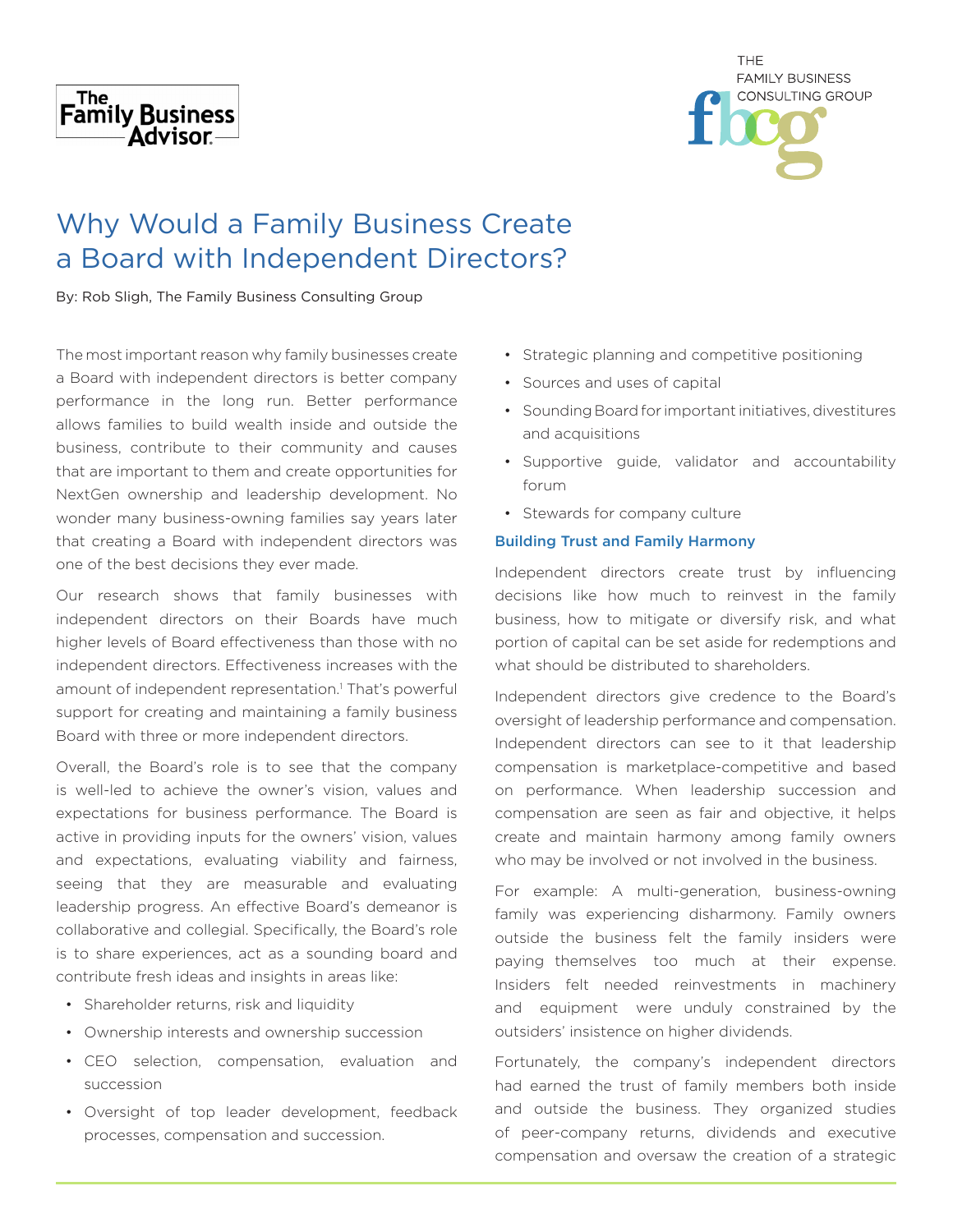The Family Business Advisor

THE FAMILY BUSINESS CONSULTING GROUP

# Why Would a Family Business Create a Board with Independent Directors?

By: Rob Sligh, The Family Business Consulting Group

The most important reason why family businesses create a Board with independent directors is better company performance in the long run. Better performance allows families to build wealth inside and outside the business, contribute to their community and causes that are important to them and create opportunities for NextGen ownership and leadership development. No wonder many business-owning families say years later that creating a Board with independent directors was one of the best decisions they ever made.

Our research shows that family businesses with independent directors on their Boards have much higher levels of Board effectiveness than those with no independent directors. Effectiveness increases with the amount of independent representation.[1] That's powerful support for creating and maintaining a family business Board with three or more independent directors.

Overall, the Board's role is to see that the company is well-led to achieve the owner's vision, values and expectations for business performance. The Board is active in providing inputs for the owners' vision, values and expectations, evaluating viability and fairness, seeing that they are measurable and evaluating leadership progress. An effective Board's demeanor is collaborative and collegial. Specifically, the Board's role is to share experiences, act as a sounding board and contribute fresh ideas and insights in areas like:

- Shareholder returns, risk and liquidity
- Ownership interests and ownership succession
- CEO selection, compensation, evaluation and succession
- Oversight of top leader development, feedback processes, compensation and succession.
- Strategic planning and competitive positioning
- Sources and uses of capital
- Sounding Board for important initiatives, divestitures and acquisitions
- Supportive guide, validator and accountability forum
- Stewards for company culture

### Building Trust and Family Harmony

Independent directors create trust by influencing decisions like how much to reinvest in the family business, how to mitigate or diversify risk, and what portion of capital can be set aside for redemptions and what should be distributed to shareholders.

Independent directors give credence to the Board's oversight of leadership performance and compensation. Independent directors can see to it that leadership compensation is marketplace-competitive and based on performance. When leadership succession and compensation are seen as fair and objective, it helps create and maintain harmony among family owners who may be involved or not involved in the business.

For example: A multi-generation, business-owning family was experiencing disharmony. Family owners outside the business felt the family insiders were paying themselves too much at their expense. Insiders felt needed reinvestments in machinery and equipment were unduly constrained by the outsiders' insistence on higher dividends.

Fortunately, the company's independent directors had earned the trust of family members both inside and outside the business. They organized studies of peer-company returns, dividends and executive compensation and oversaw the creation of a strategic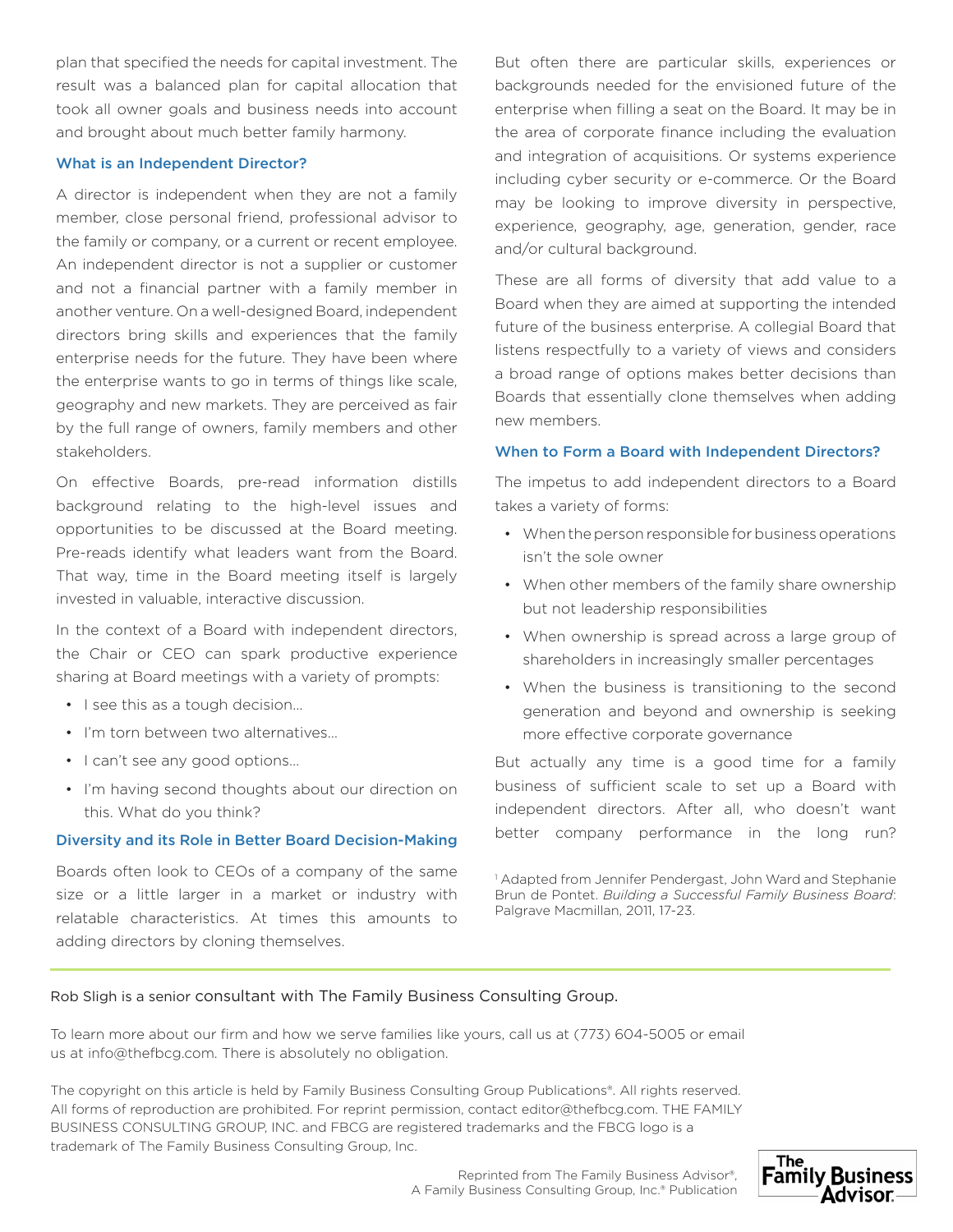plan that specified the needs for capital investment. The result was a balanced plan for capital allocation that took all owner goals and business needs into account and brought about much better family harmony.

### What is an Independent Director?

A director is independent when they are not a family member, close personal friend, professional advisor to the family or company, or a current or recent employee. An independent director is not a supplier or customer and not a financial partner with a family member in another venture. On a well-designed Board, independent directors bring skills and experiences that the family enterprise needs for the future. They have been where the enterprise wants to go in terms of things like scale, geography and new markets. They are perceived as fair by the full range of owners, family members and other stakeholders.

On effective Boards, pre-read information distills background relating to the high-level issues and opportunities to be discussed at the Board meeting. Pre-reads identify what leaders want from the Board. That way, time in the Board meeting itself is largely invested in valuable, interactive discussion.

In the context of a Board with independent directors, the Chair or CEO can spark productive experience sharing at Board meetings with a variety of prompts:

- I see this as a tough decision…
- I'm torn between two alternatives…
- I can't see any good options…
- I'm having second thoughts about our direction on this. What do you think?

### Diversity and its Role in Better Board Decision-Making

Boards often look to CEOs of a company of the same size or a little larger in a market or industry with relatable characteristics. At times this amounts to adding directors by cloning themselves.

But often there are particular skills, experiences or backgrounds needed for the envisioned future of the enterprise when filling a seat on the Board. It may be in the area of corporate finance including the evaluation and integration of acquisitions. Or systems experience including cyber security or e-commerce. Or the Board may be looking to improve diversity in perspective, experience, geography, age, generation, gender, race and/or cultural background.

These are all forms of diversity that add value to a Board when they are aimed at supporting the intended future of the business enterprise. A collegial Board that listens respectfully to a variety of views and considers a broad range of options makes better decisions than Boards that essentially clone themselves when adding new members.

### When to Form a Board with Independent Directors?

The impetus to add independent directors to a Board takes a variety of forms:

- When the person responsible for business operations isn't the sole owner
- When other members of the family share ownership but not leadership responsibilities
- When ownership is spread across a large group of shareholders in increasingly smaller percentages
- When the business is transitioning to the second generation and beyond and ownership is seeking more effective corporate governance

But actually any time is a good time for a family business of sufficient scale to set up a Board with independent directors. After all, who doesn't want better company performance in the long run?

[1] Adapted from Jennifer Pendergast, John Ward and Stephanie Brun de Pontet. *Building a Successful Family Business Board*: Palgrave Macmillan, 2011, 17-23.

---

Rob Sligh is a senior consultant with The Family Business Consulting Group.

To learn more about our firm and how we serve families like yours, call us at (773) 604-5005 or email us at info@thefbcg.com. There is absolutely no obligation.

The copyright on this article is held by Family Business Consulting Group Publications®. All rights reserved. All forms of reproduction are prohibited. For reprint permission, contact editor@thefbcg.com. THE FAMILY BUSINESS CONSULTING GROUP, INC. and FBCG are registered trademarks and the FBCG logo is a trademark of The Family Business Consulting Group, Inc.

Reprinted from The Family Business Advisor®, A Family Business Consulting Group, Inc.® Publication

The Family Business Advisor